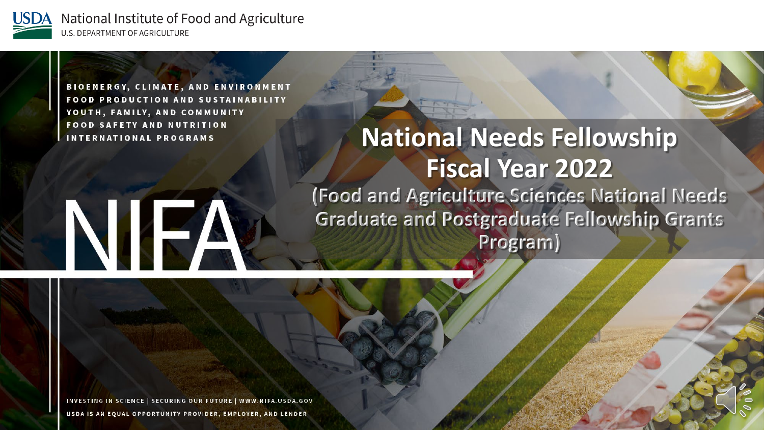USDA National Institute of Food and Agriculture

U.S. DEPARTMENT OF AGRICULTURE

BIOENERGY, CLIMATE, AND ENVIRONMENT
FOOD PRODUCTION AND SUSTAINABILITY
YOUTH, FAMILY, AND COMMUNITY
FOOD SAFETY AND NUTRITION
INTERNATIONAL PROGRAMS

NIFA

# National Needs Fellowship Fiscal Year 2022

## (Food and Agriculture Sciences National Needs Graduate and Postgraduate Fellowship Grants Program)

INVESTING IN SCIENCE | SECURING OUR FUTURE | WWW.NIFA.USDA.GOV

USDA IS AN EQUAL OPPORTUNITY PROVIDER, EMPLOYER, AND LENDER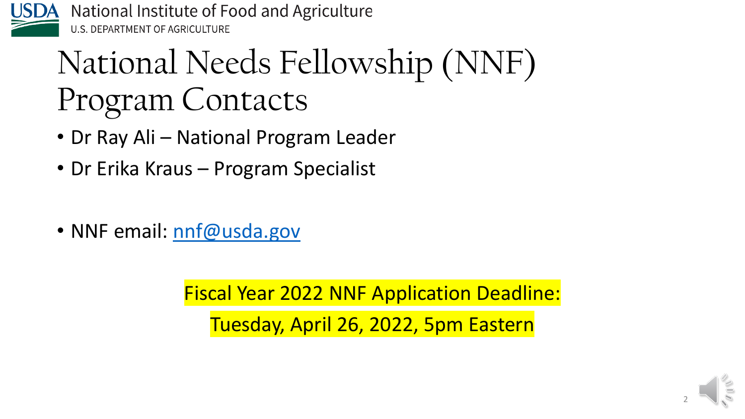USDA National Institute of Food and Agriculture
U.S. DEPARTMENT OF AGRICULTURE

# National Needs Fellowship (NNF) Program Contacts

- Dr Ray Ali – National Program Leader
- Dr Erika Kraus – Program Specialist

- NNF email: nnf@usda.gov

Fiscal Year 2022 NNF Application Deadline:

Tuesday, April 26, 2022, 5pm Eastern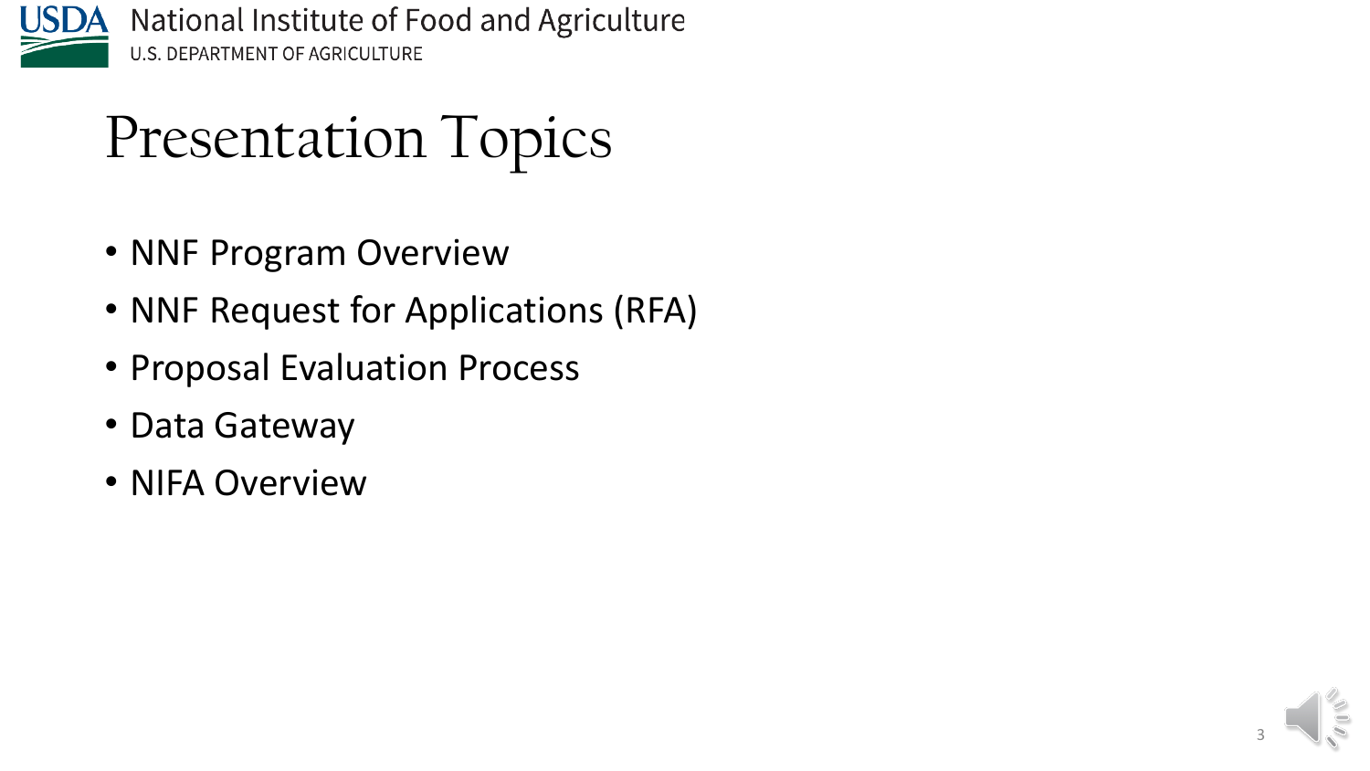# Presentation Topics

- NNF Program Overview
- NNF Request for Applications (RFA)
- Proposal Evaluation Process
- Data Gateway
- NIFA Overview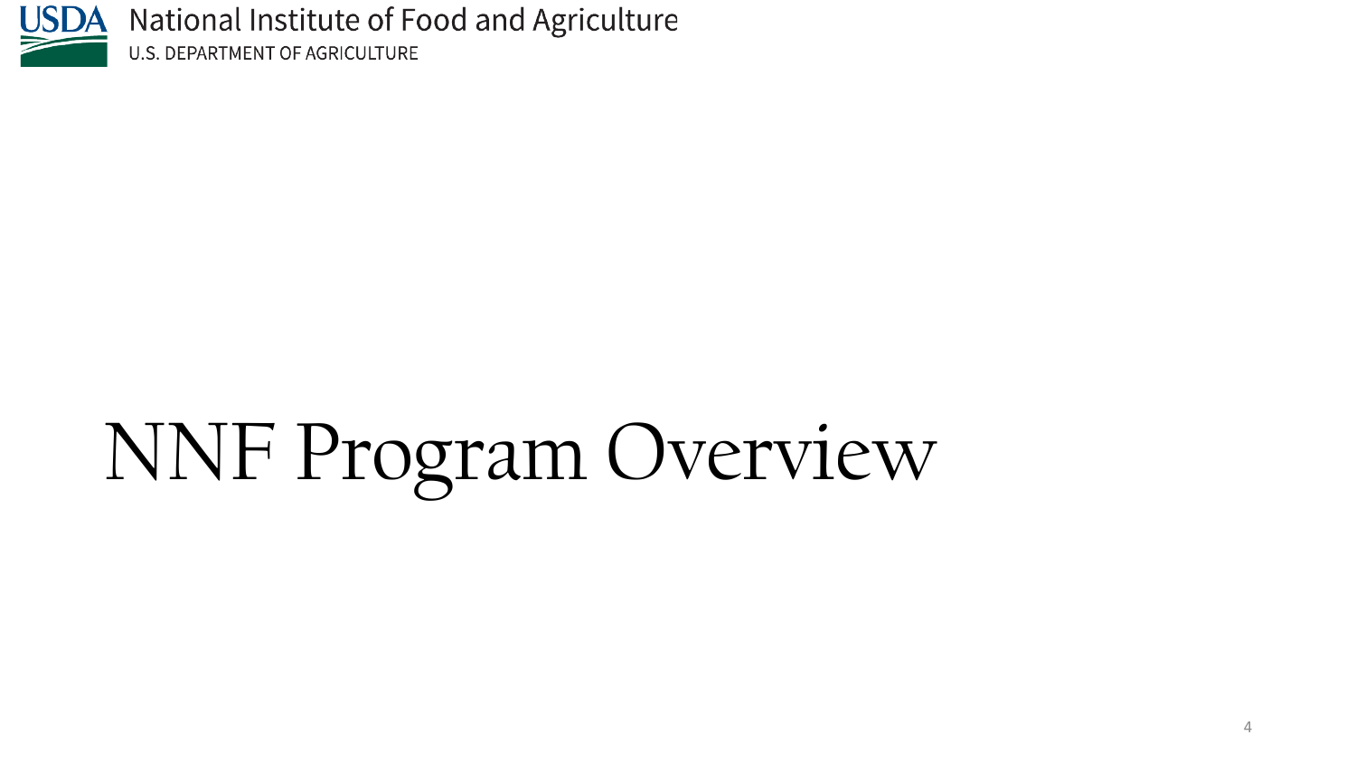# NNF Program Overview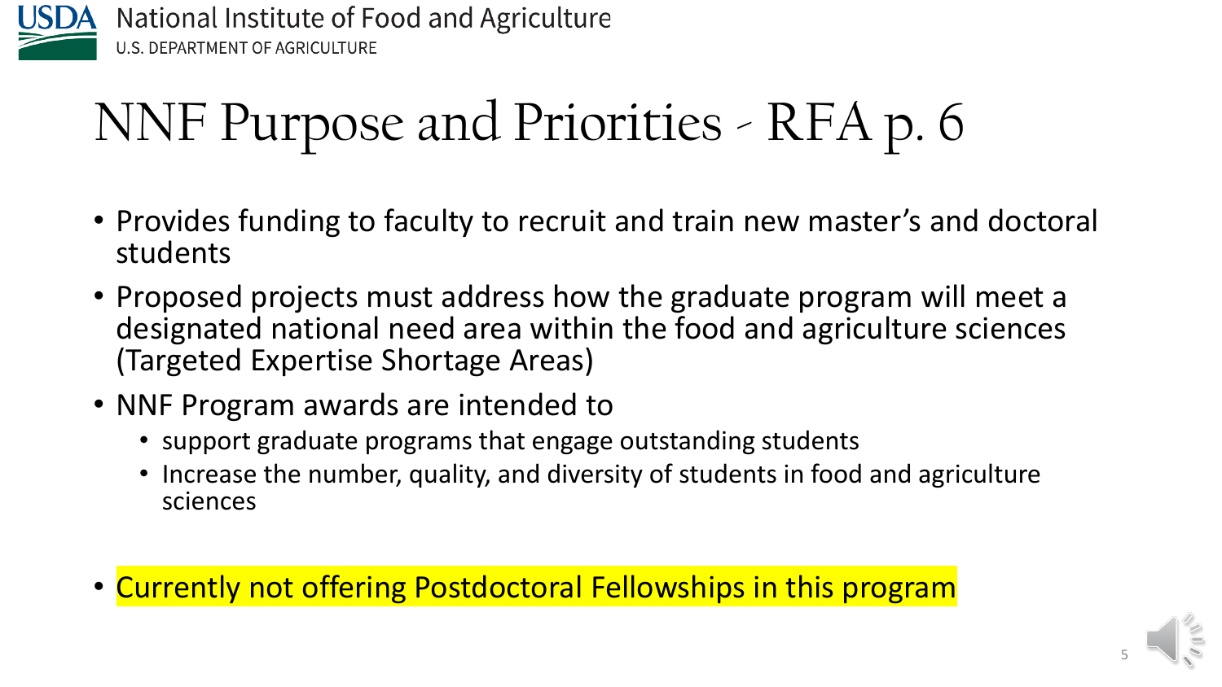# NNF Purpose and Priorities - RFA p. 6

- Provides funding to faculty to recruit and train new master's and doctoral students
- Proposed projects must address how the graduate program will meet a designated national need area within the food and agriculture sciences (Targeted Expertise Shortage Areas)
- NNF Program awards are intended to
  - support graduate programs that engage outstanding students
  - Increase the number, quality, and diversity of students in food and agriculture sciences
- Currently not offering Postdoctoral Fellowships in this program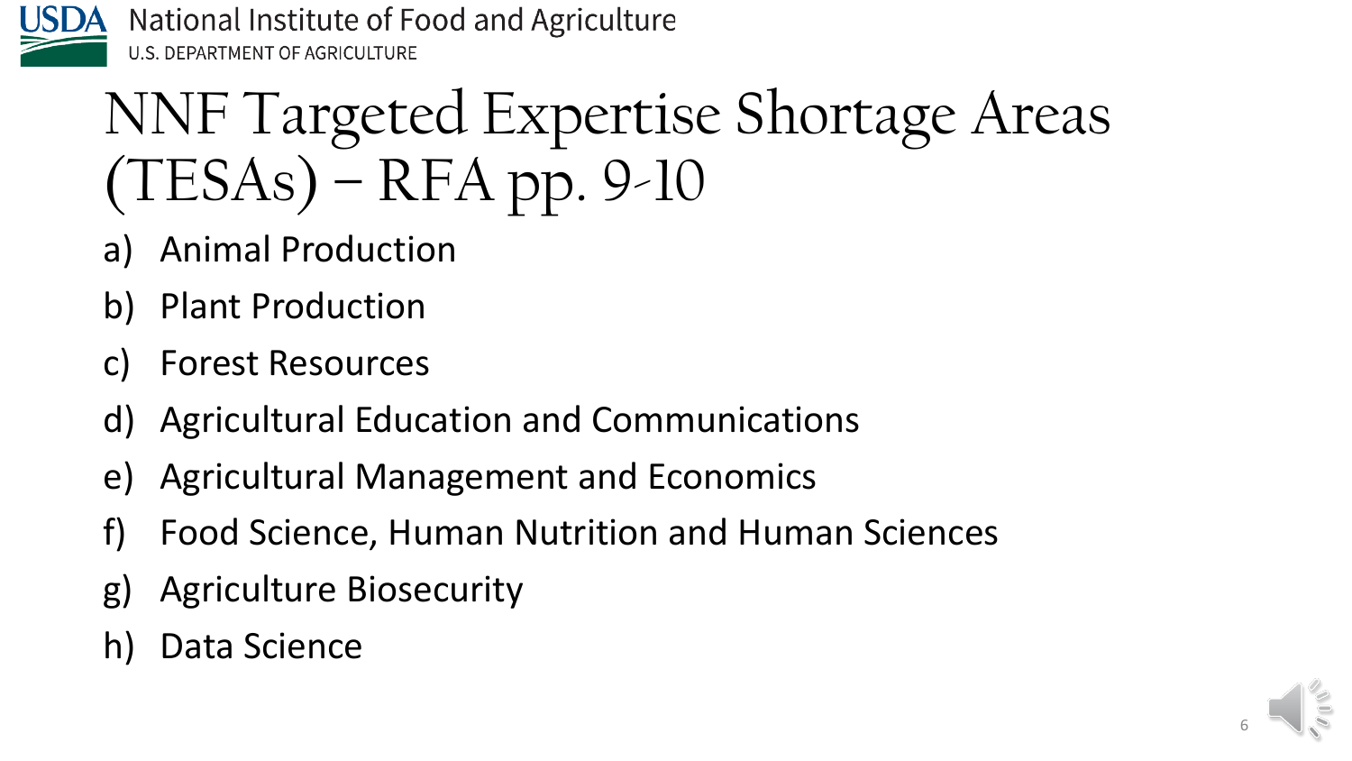# NNF Targeted Expertise Shortage Areas (TESAs) – RFA pp. 9-10

a) Animal Production

b) Plant Production

c) Forest Resources

d) Agricultural Education and Communications

e) Agricultural Management and Economics

f) Food Science, Human Nutrition and Human Sciences

g) Agriculture Biosecurity

h) Data Science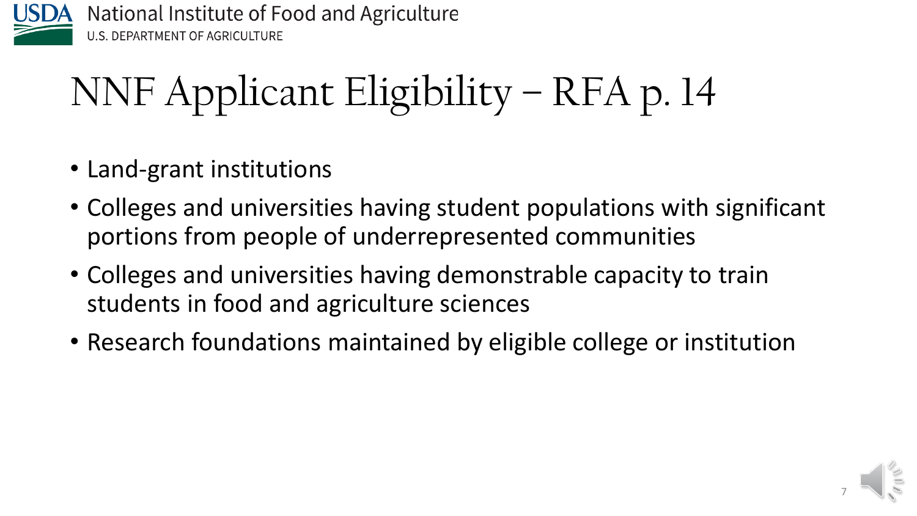# NNF Applicant Eligibility – RFA p. 14

- Land-grant institutions
- Colleges and universities having student populations with significant portions from people of underrepresented communities
- Colleges and universities having demonstrable capacity to train students in food and agriculture sciences
- Research foundations maintained by eligible college or institution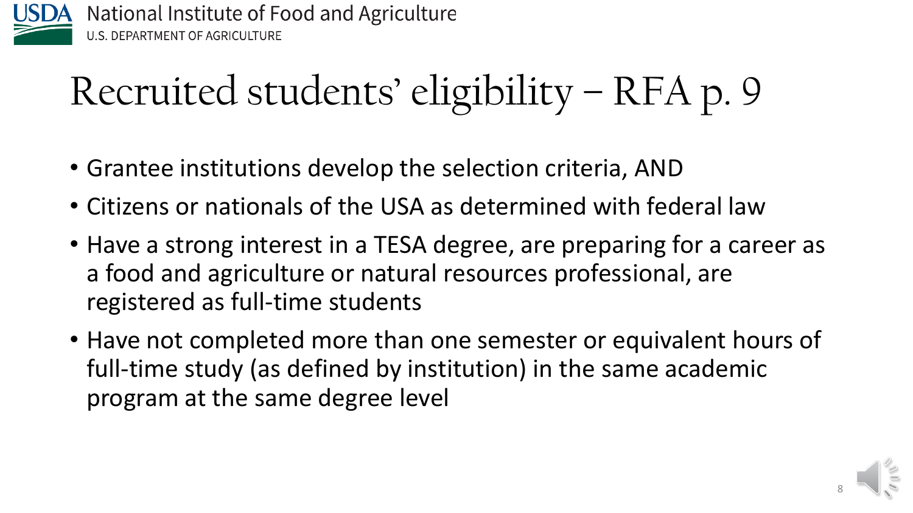# Recruited students' eligibility – RFA p. 9

- Grantee institutions develop the selection criteria, AND
- Citizens or nationals of the USA as determined with federal law
- Have a strong interest in a TESA degree, are preparing for a career as a food and agriculture or natural resources professional, are registered as full-time students
- Have not completed more than one semester or equivalent hours of full-time study (as defined by institution) in the same academic program at the same degree level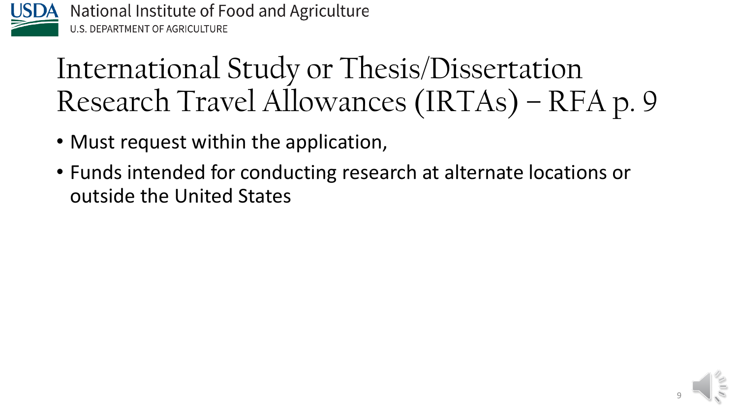# International Study or Thesis/Dissertation Research Travel Allowances (IRTAs) – RFA p. 9

- Must request within the application,
- Funds intended for conducting research at alternate locations or outside the United States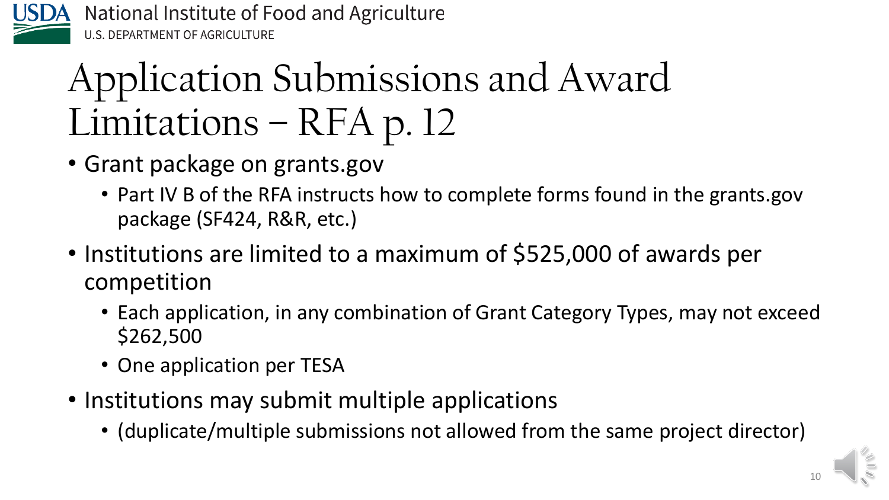# Application Submissions and Award Limitations – RFA p. 12

- Grant package on grants.gov
  - Part IV B of the RFA instructs how to complete forms found in the grants.gov package (SF424, R&R, etc.)
- Institutions are limited to a maximum of $525,000 of awards per competition
  - Each application, in any combination of Grant Category Types, may not exceed $262,500
  - One application per TESA
- Institutions may submit multiple applications
  - (duplicate/multiple submissions not allowed from the same project director)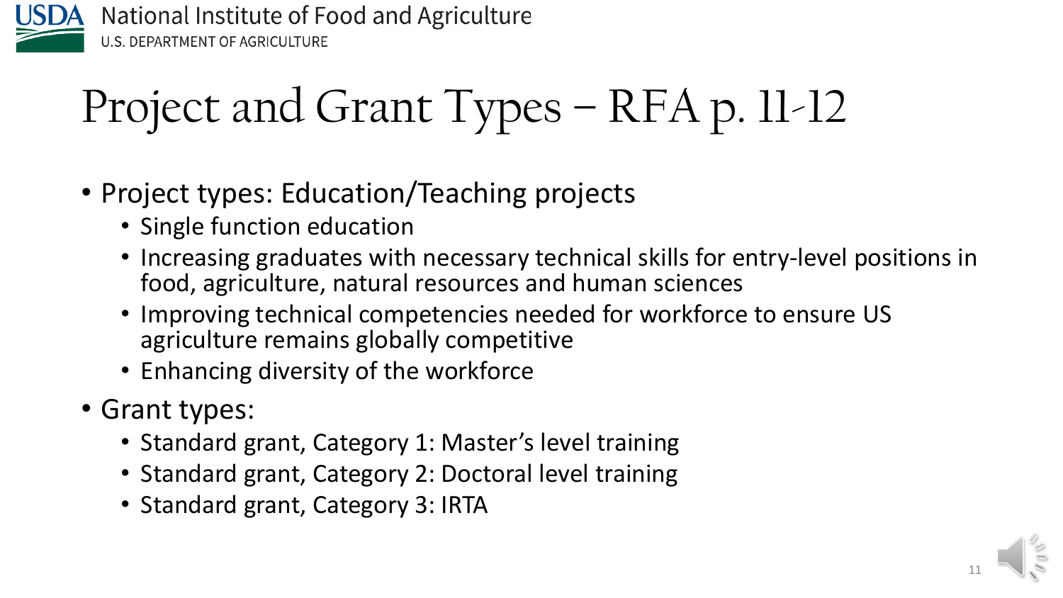# Project and Grant Types – RFA p. 11-12

- Project types: Education/Teaching projects
  - Single function education
  - Increasing graduates with necessary technical skills for entry-level positions in food, agriculture, natural resources and human sciences
  - Improving technical competencies needed for workforce to ensure US agriculture remains globally competitive
  - Enhancing diversity of the workforce
- Grant types:
  - Standard grant, Category 1: Master's level training
  - Standard grant, Category 2: Doctoral level training
  - Standard grant, Category 3: IRTA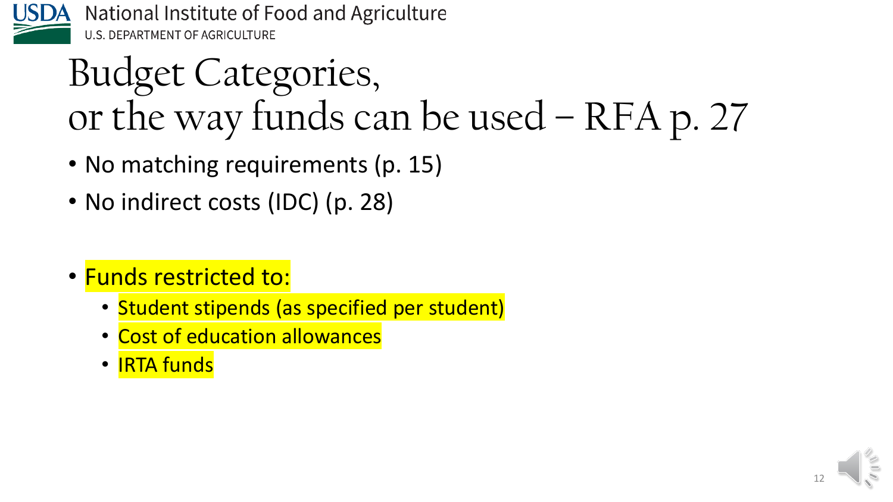# Budget Categories, or the way funds can be used – RFA p. 27

- No matching requirements (p. 15)
- No indirect costs (IDC) (p. 28)

- Funds restricted to:
  - Student stipends (as specified per student)
  - Cost of education allowances
  - IRTA funds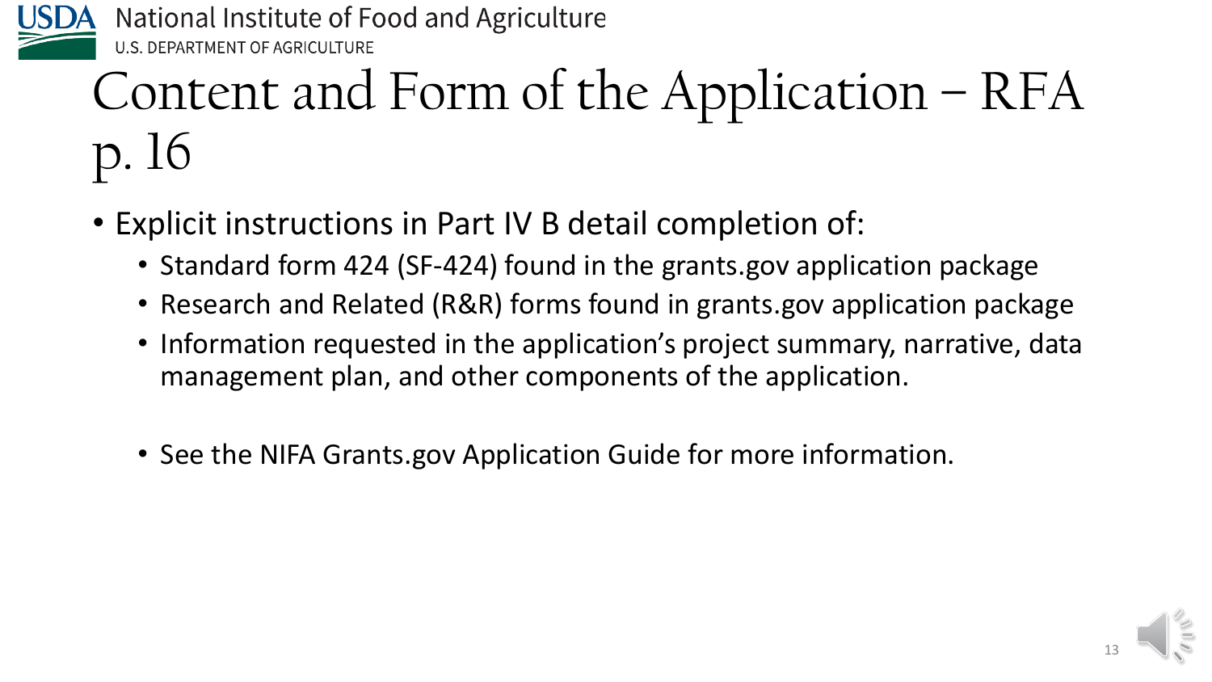# Content and Form of the Application – RFA p. 16

- Explicit instructions in Part IV B detail completion of:
  - Standard form 424 (SF-424) found in the grants.gov application package
  - Research and Related (R&R) forms found in grants.gov application package
  - Information requested in the application's project summary, narrative, data management plan, and other components of the application.

  - See the NIFA Grants.gov Application Guide for more information.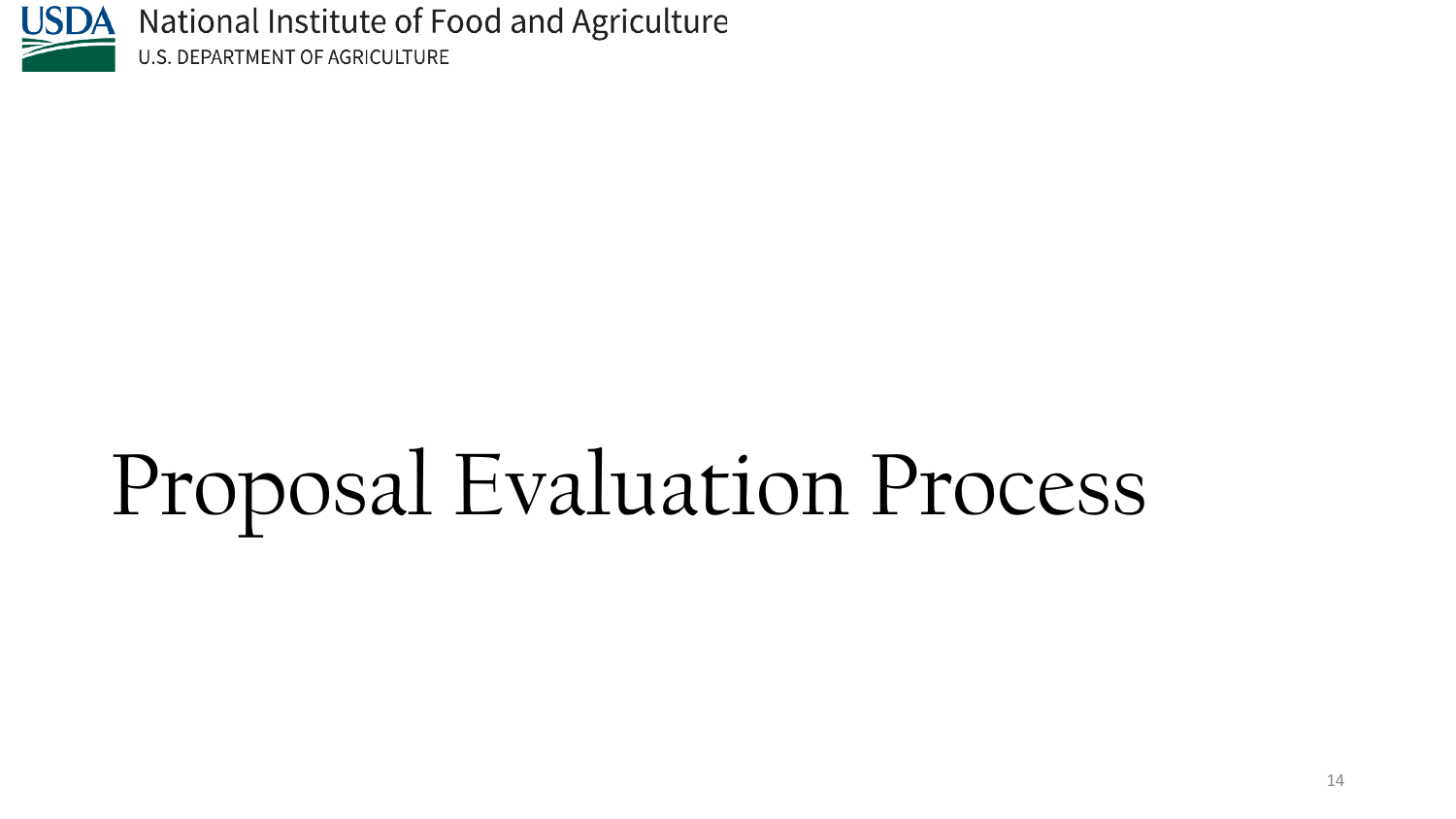# Proposal Evaluation Process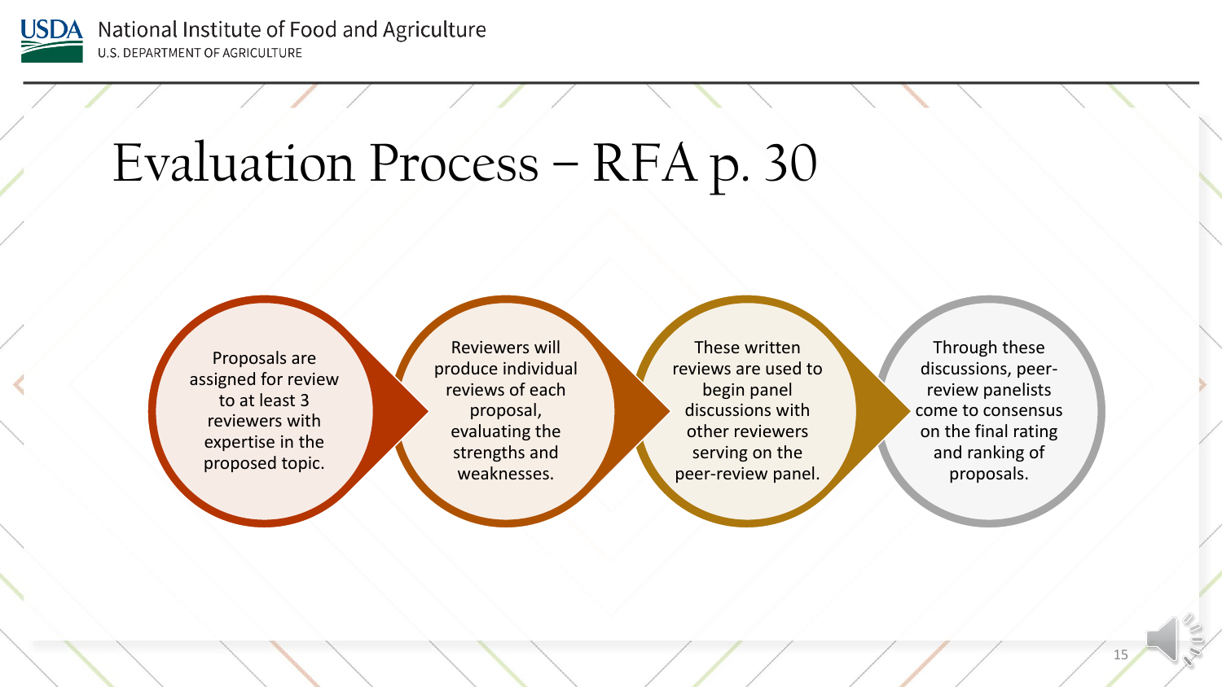# Evaluation Process – RFA p. 30

1. Proposals are assigned for review to at least 3 reviewers with expertise in the proposed topic.
2. Reviewers will produce individual reviews of each proposal, evaluating the strengths and weaknesses.
3. These written reviews are used to begin panel discussions with other reviewers serving on the peer-review panel.
4. Through these discussions, peer-review panelists come to consensus on the final rating and ranking of proposals.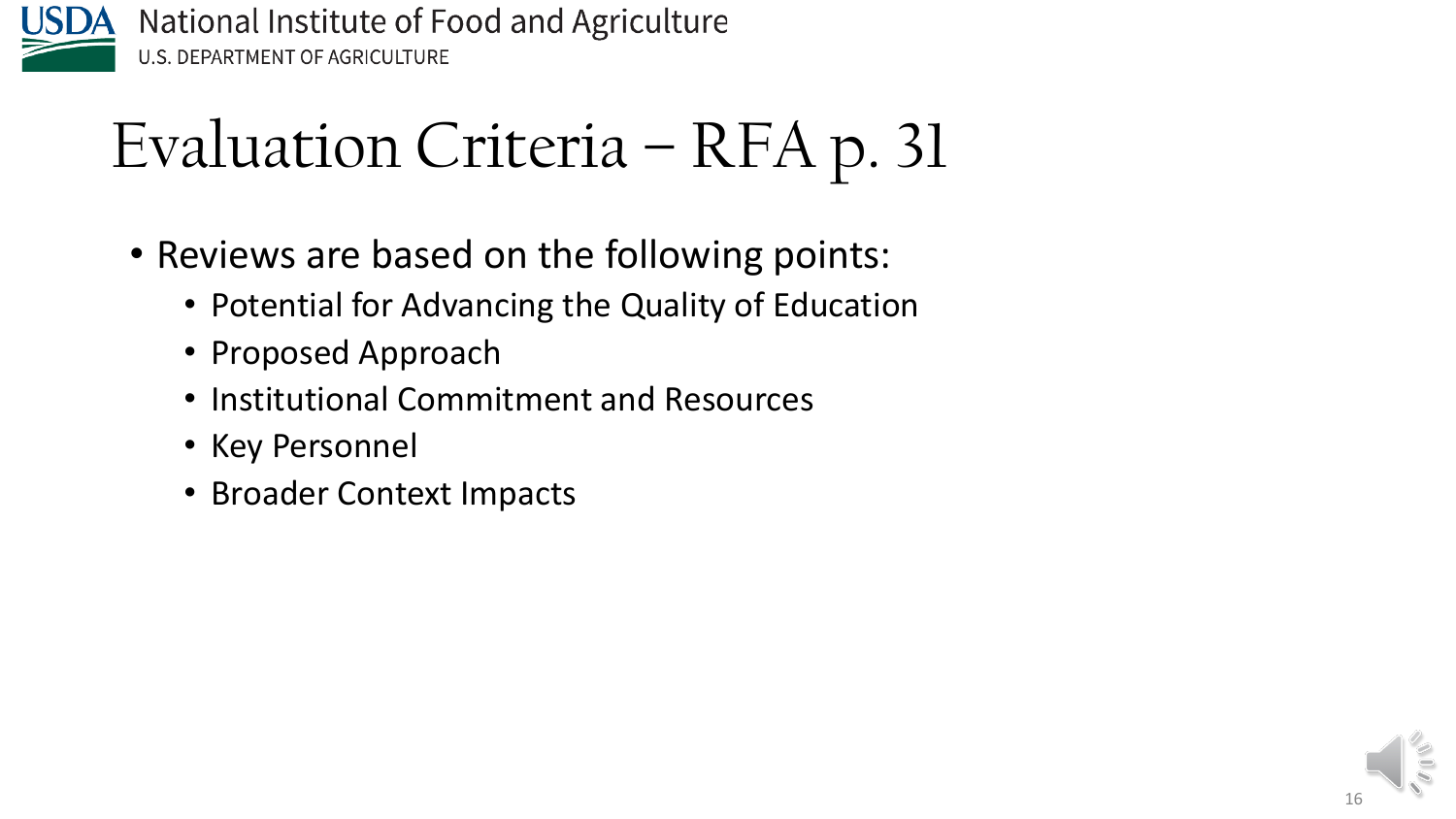# Evaluation Criteria – RFA p. 31

- Reviews are based on the following points:
  - Potential for Advancing the Quality of Education
  - Proposed Approach
  - Institutional Commitment and Resources
  - Key Personnel
  - Broader Context Impacts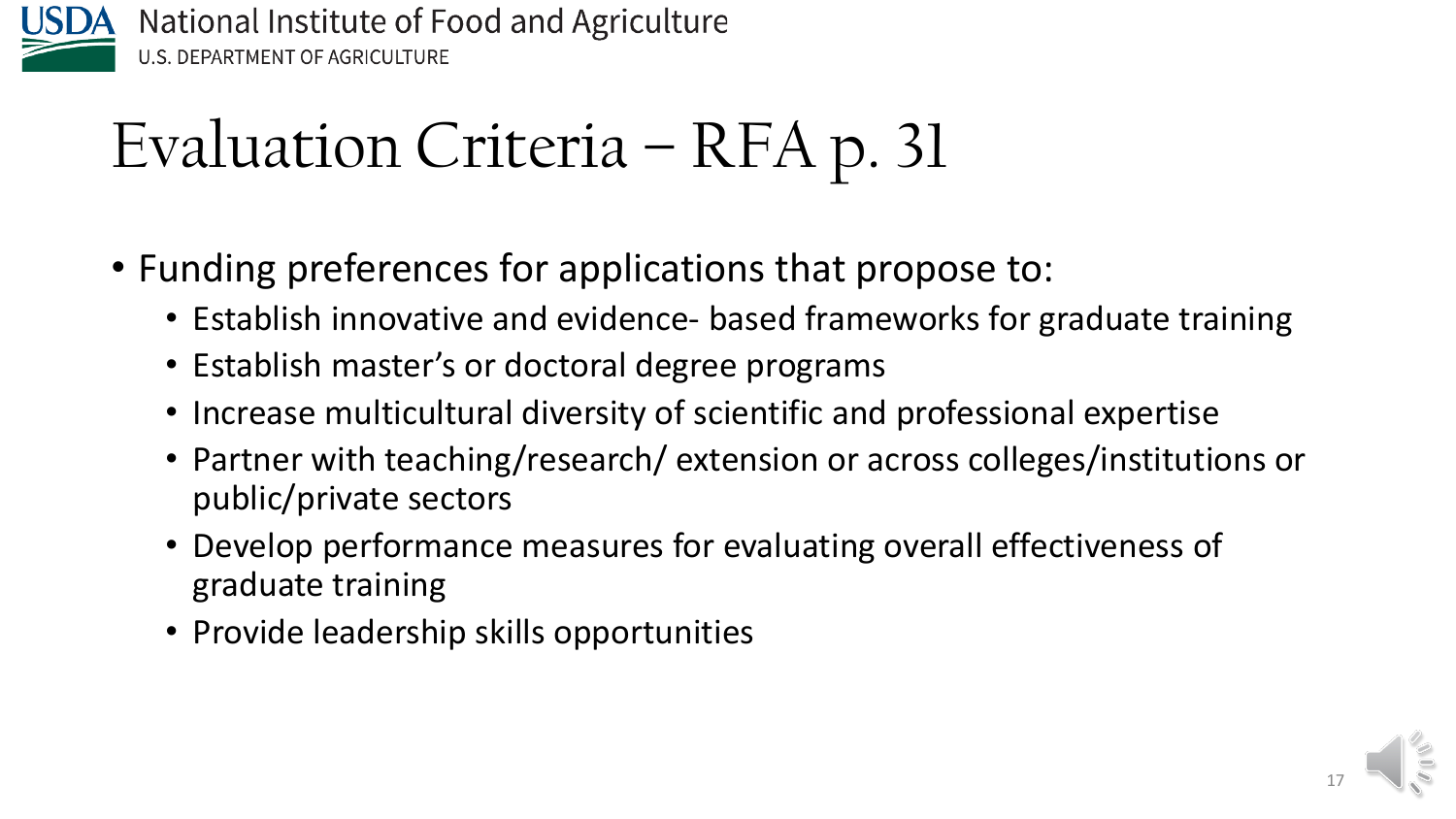# Evaluation Criteria – RFA p. 31

- Funding preferences for applications that propose to:
  - Establish innovative and evidence- based frameworks for graduate training
  - Establish master's or doctoral degree programs
  - Increase multicultural diversity of scientific and professional expertise
  - Partner with teaching/research/ extension or across colleges/institutions or public/private sectors
  - Develop performance measures for evaluating overall effectiveness of graduate training
  - Provide leadership skills opportunities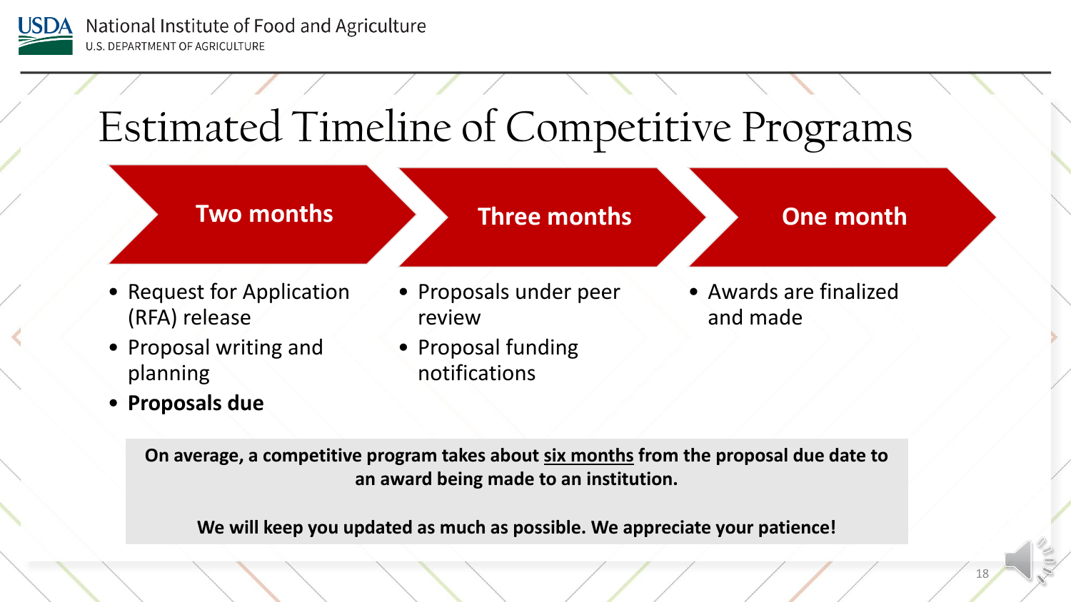# Estimated Timeline of Competitive Programs

## Two months

- Request for Application (RFA) release
- Proposal writing and planning
- **Proposals due**

## Three months

- Proposals under peer review
- Proposal funding notifications

## One month

- Awards are finalized and made

**On average, a competitive program takes about six months from the proposal due date to an award being made to an institution.**

**We will keep you updated as much as possible. We appreciate your patience!**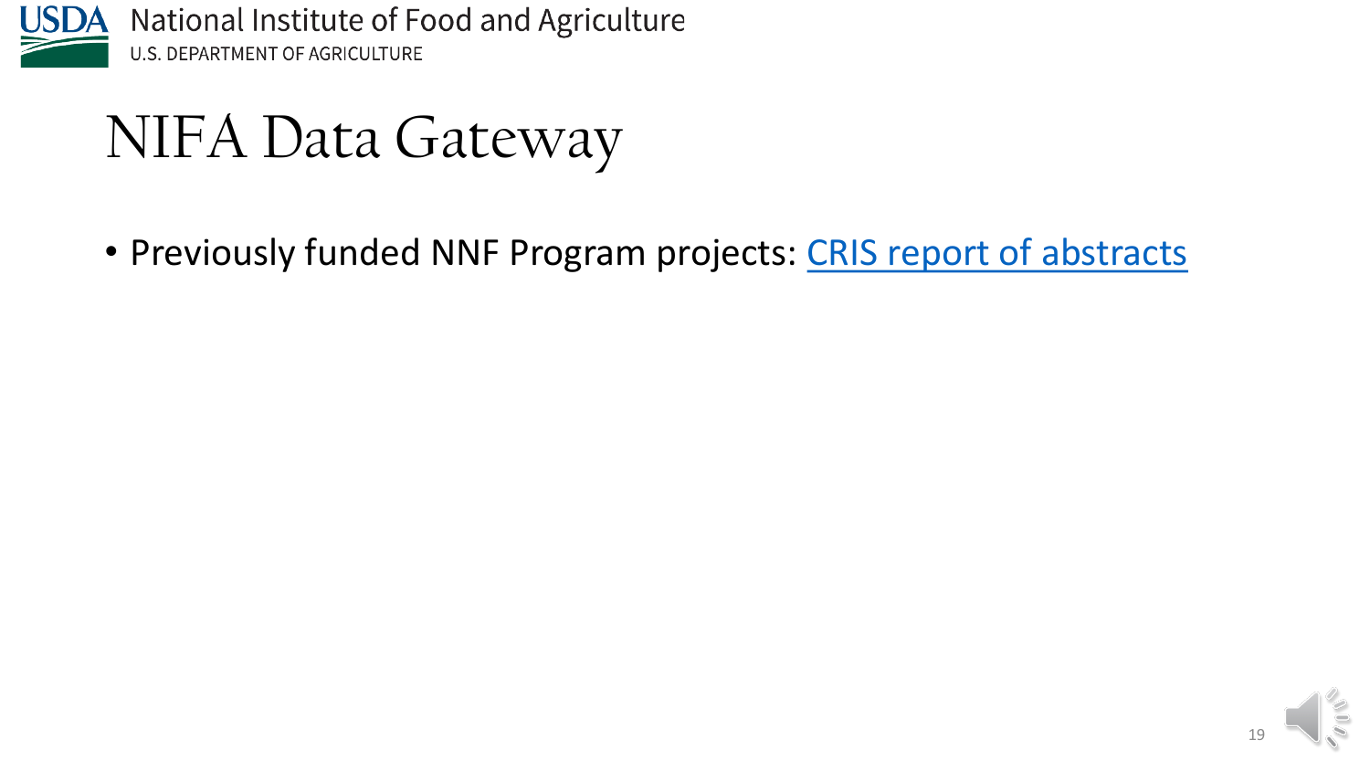# NIFA Data Gateway

- Previously funded NNF Program projects: CRIS report of abstracts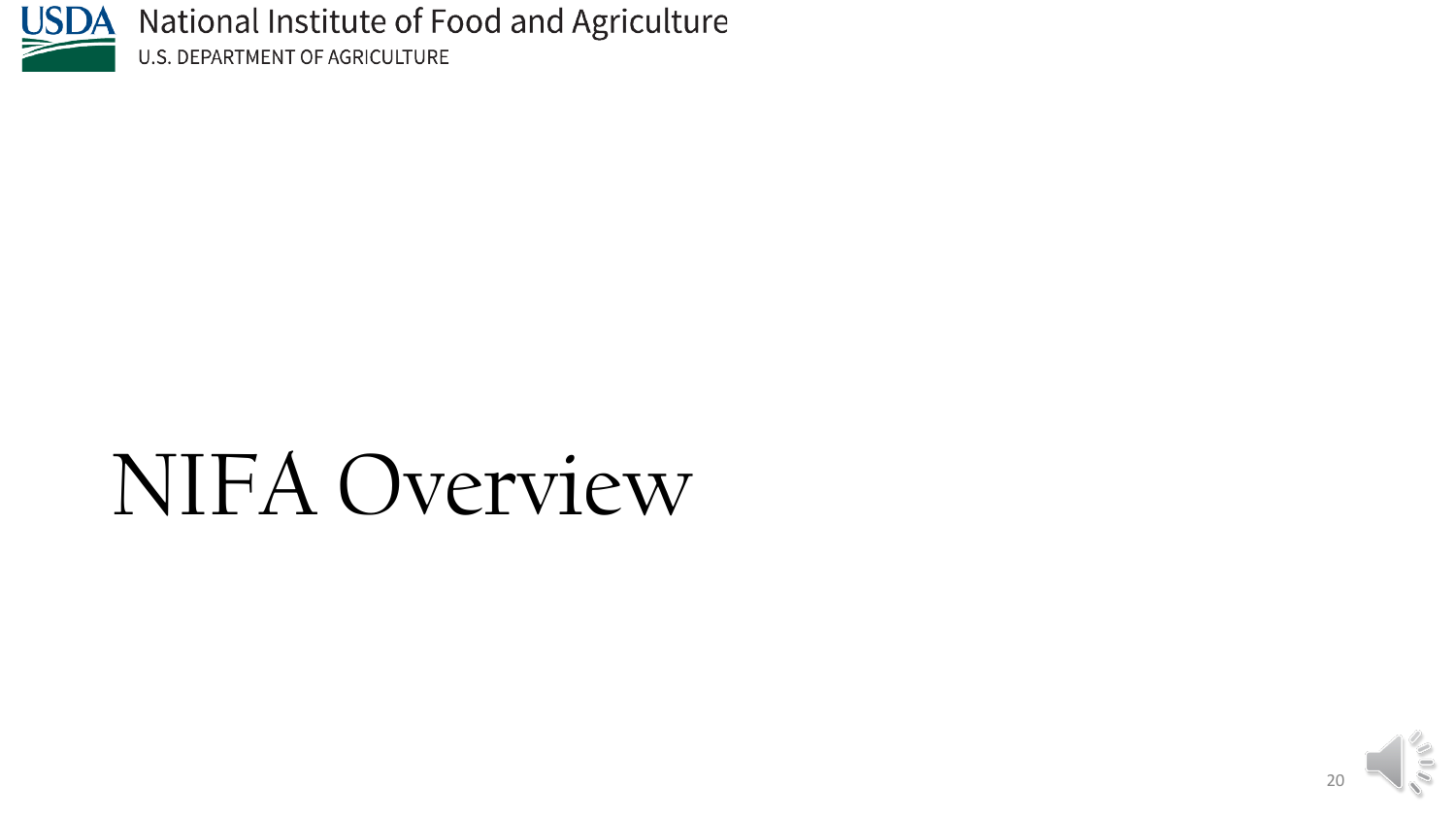# NIFA Overview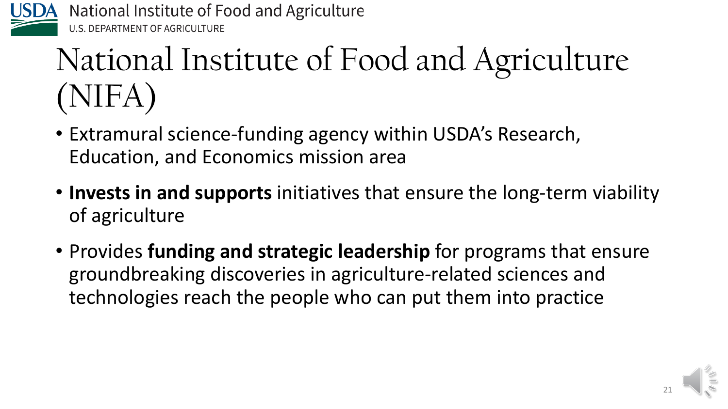# National Institute of Food and Agriculture (NIFA)

- Extramural science-funding agency within USDA's Research, Education, and Economics mission area
- **Invests in and supports** initiatives that ensure the long-term viability of agriculture
- Provides **funding and strategic leadership** for programs that ensure groundbreaking discoveries in agriculture-related sciences and technologies reach the people who can put them into practice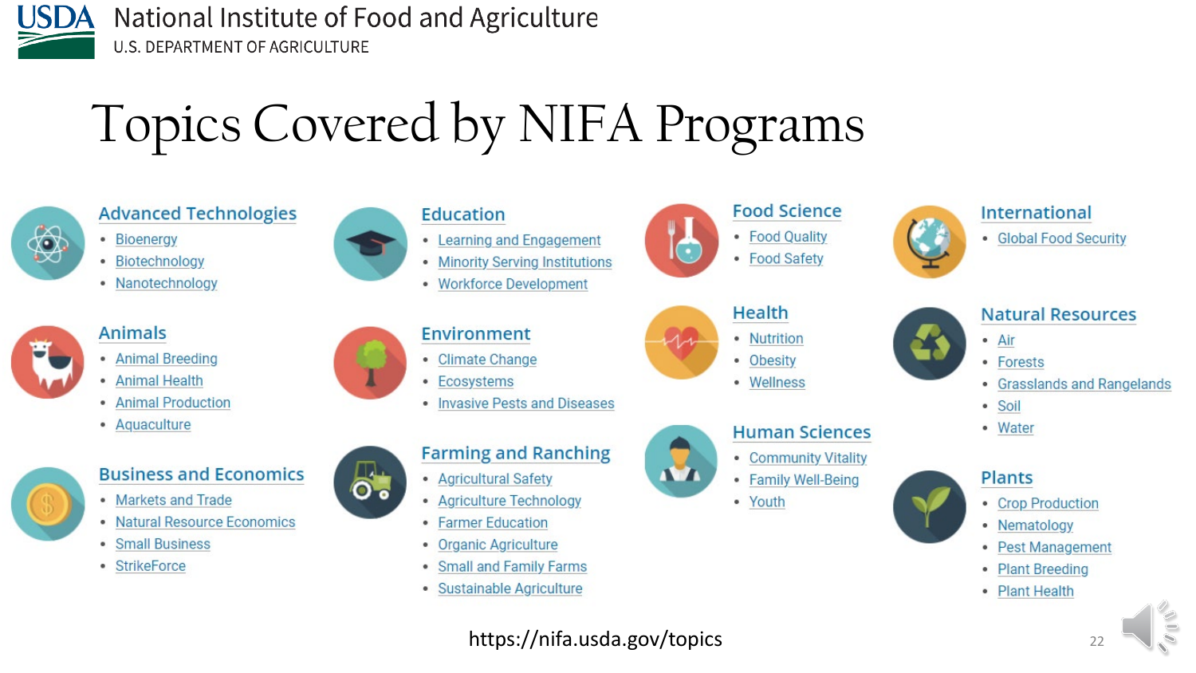USDA National Institute of Food and Agriculture
U.S. DEPARTMENT OF AGRICULTURE

# Topics Covered by NIFA Programs

### Advanced Technologies
- Bioenergy
- Biotechnology
- Nanotechnology

### Animals
- Animal Breeding
- Animal Health
- Animal Production
- Aquaculture

### Business and Economics
- Markets and Trade
- Natural Resource Economics
- Small Business
- StrikeForce

### Education
- Learning and Engagement
- Minority Serving Institutions
- Workforce Development

### Environment
- Climate Change
- Ecosystems
- Invasive Pests and Diseases

### Farming and Ranching
- Agricultural Safety
- Agriculture Technology
- Farmer Education
- Organic Agriculture
- Small and Family Farms
- Sustainable Agriculture

### Food Science
- Food Quality
- Food Safety

### Health
- Nutrition
- Obesity
- Wellness

### Human Sciences
- Community Vitality
- Family Well-Being
- Youth

### International
- Global Food Security

### Natural Resources
- Air
- Forests
- Grasslands and Rangelands
- Soil
- Water

### Plants
- Crop Production
- Nematology
- Pest Management
- Plant Breeding
- Plant Health

https://nifa.usda.gov/topics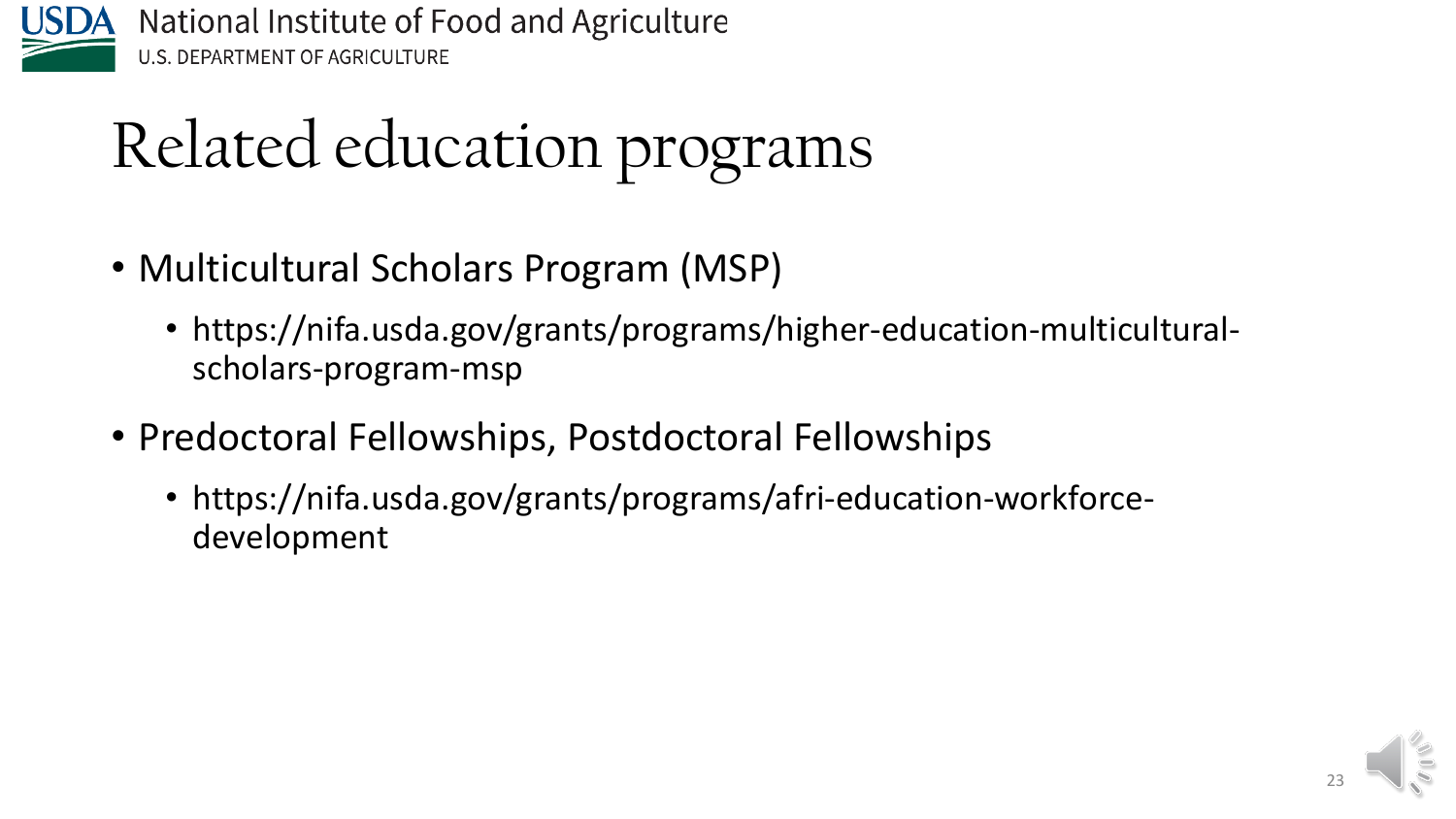# Related education programs

- Multicultural Scholars Program (MSP)
  - https://nifa.usda.gov/grants/programs/higher-education-multicultural-scholars-program-msp
- Predoctoral Fellowships, Postdoctoral Fellowships
  - https://nifa.usda.gov/grants/programs/afri-education-workforce-development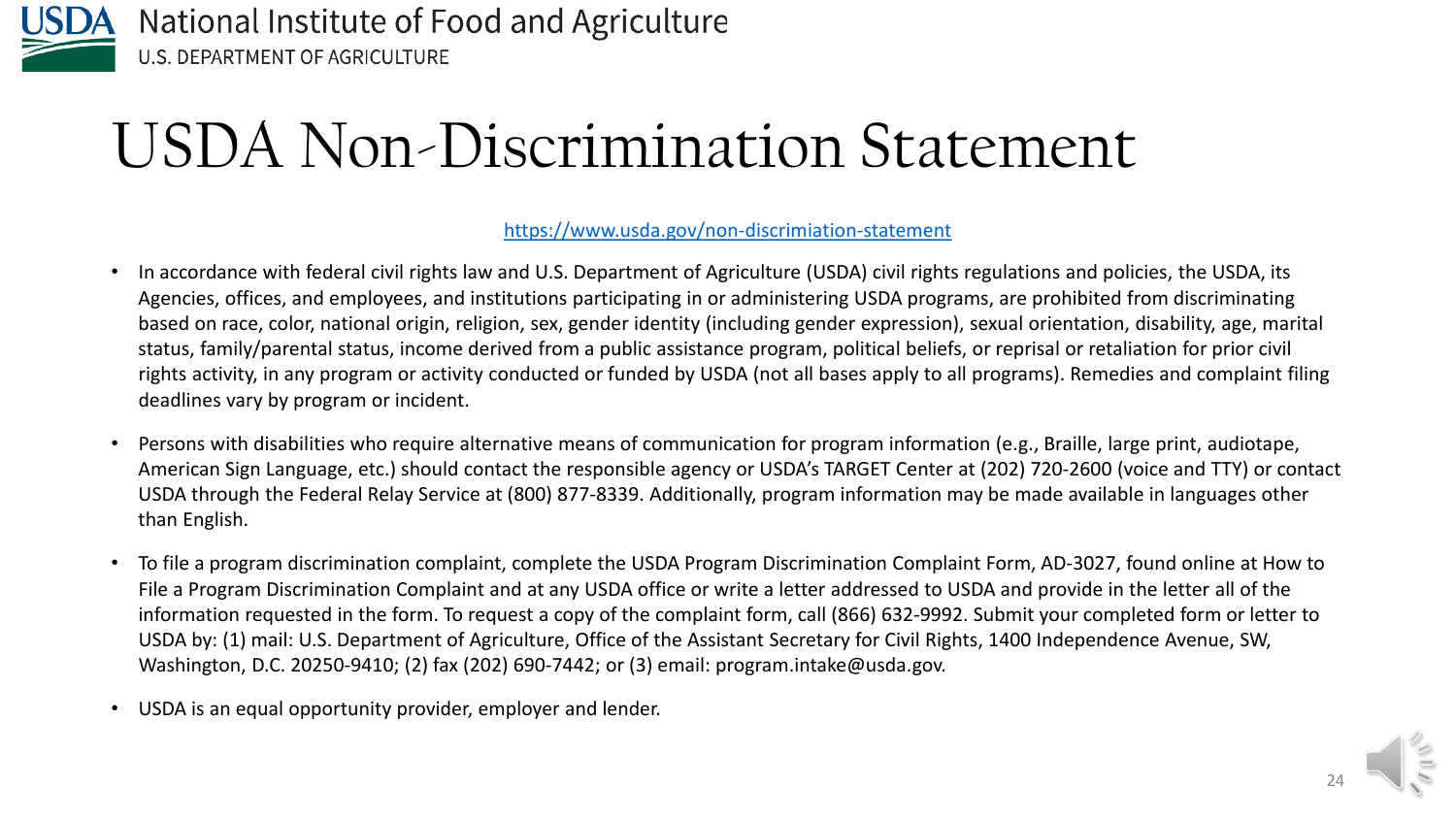# USDA Non-Discrimination Statement

https://www.usda.gov/non-discrimiation-statement

- In accordance with federal civil rights law and U.S. Department of Agriculture (USDA) civil rights regulations and policies, the USDA, its Agencies, offices, and employees, and institutions participating in or administering USDA programs, are prohibited from discriminating based on race, color, national origin, religion, sex, gender identity (including gender expression), sexual orientation, disability, age, marital status, family/parental status, income derived from a public assistance program, political beliefs, or reprisal or retaliation for prior civil rights activity, in any program or activity conducted or funded by USDA (not all bases apply to all programs). Remedies and complaint filing deadlines vary by program or incident.

- Persons with disabilities who require alternative means of communication for program information (e.g., Braille, large print, audiotape, American Sign Language, etc.) should contact the responsible agency or USDA's TARGET Center at (202) 720-2600 (voice and TTY) or contact USDA through the Federal Relay Service at (800) 877-8339. Additionally, program information may be made available in languages other than English.

- To file a program discrimination complaint, complete the USDA Program Discrimination Complaint Form, AD-3027, found online at How to File a Program Discrimination Complaint and at any USDA office or write a letter addressed to USDA and provide in the letter all of the information requested in the form. To request a copy of the complaint form, call (866) 632-9992. Submit your completed form or letter to USDA by: (1) mail: U.S. Department of Agriculture, Office of the Assistant Secretary for Civil Rights, 1400 Independence Avenue, SW, Washington, D.C. 20250-9410; (2) fax (202) 690-7442; or (3) email: program.intake@usda.gov.

- USDA is an equal opportunity provider, employer and lender.